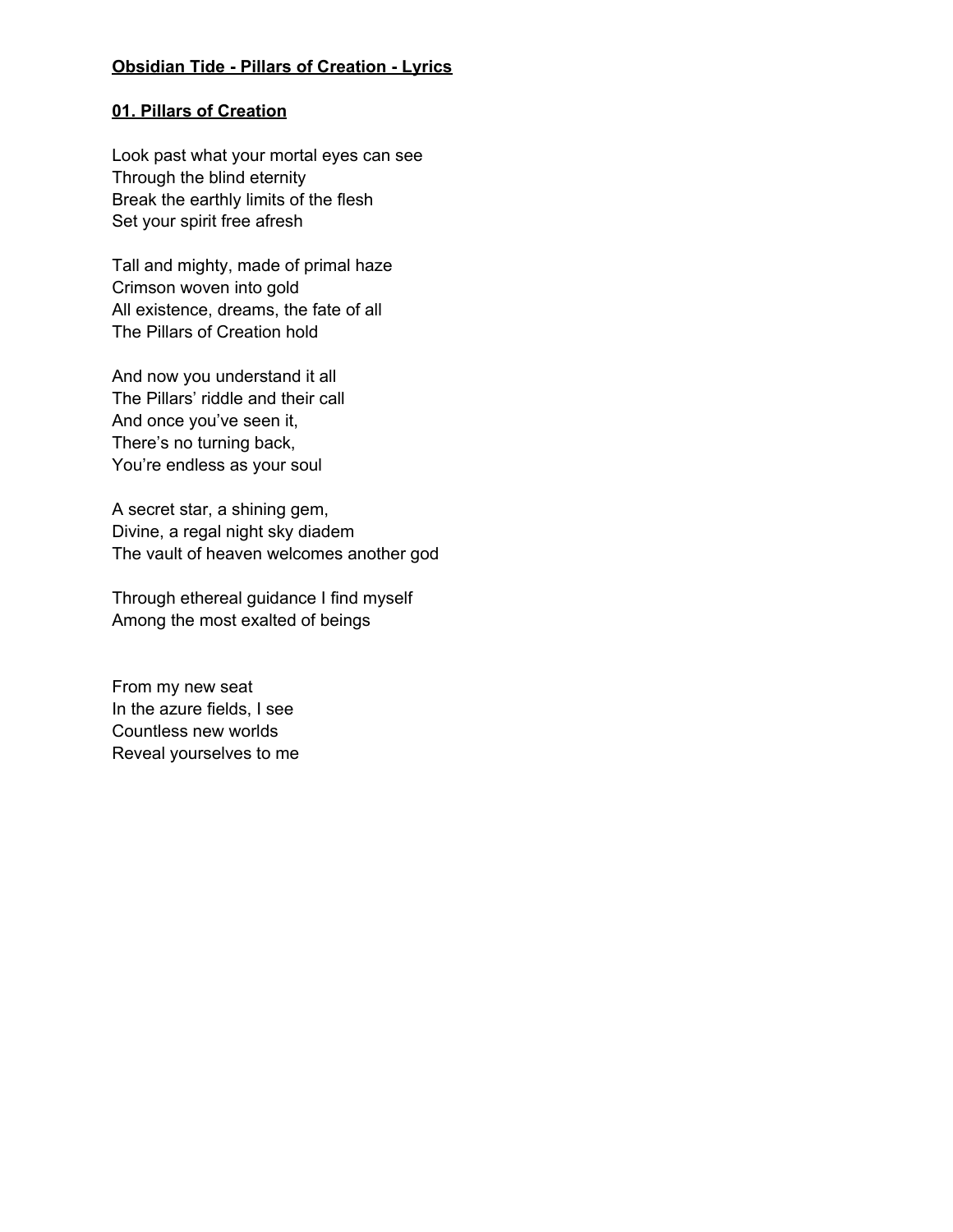**Obsidian Tide - Pillars of Creation - Lyrics**

**01. Pillars of Creation**

Look past what your mortal eyes can see
Through the blind eternity
Break the earthly limits of the flesh
Set your spirit free afresh

Tall and mighty, made of primal haze
Crimson woven into gold
All existence, dreams, the fate of all
The Pillars of Creation hold

And now you understand it all
The Pillars' riddle and their call
And once you've seen it,
There's no turning back,
You're endless as your soul

A secret star, a shining gem,
Divine, a regal night sky diadem
The vault of heaven welcomes another god

Through ethereal guidance I find myself
Among the most exalted of beings

From my new seat
In the azure fields, I see
Countless new worlds
Reveal yourselves to me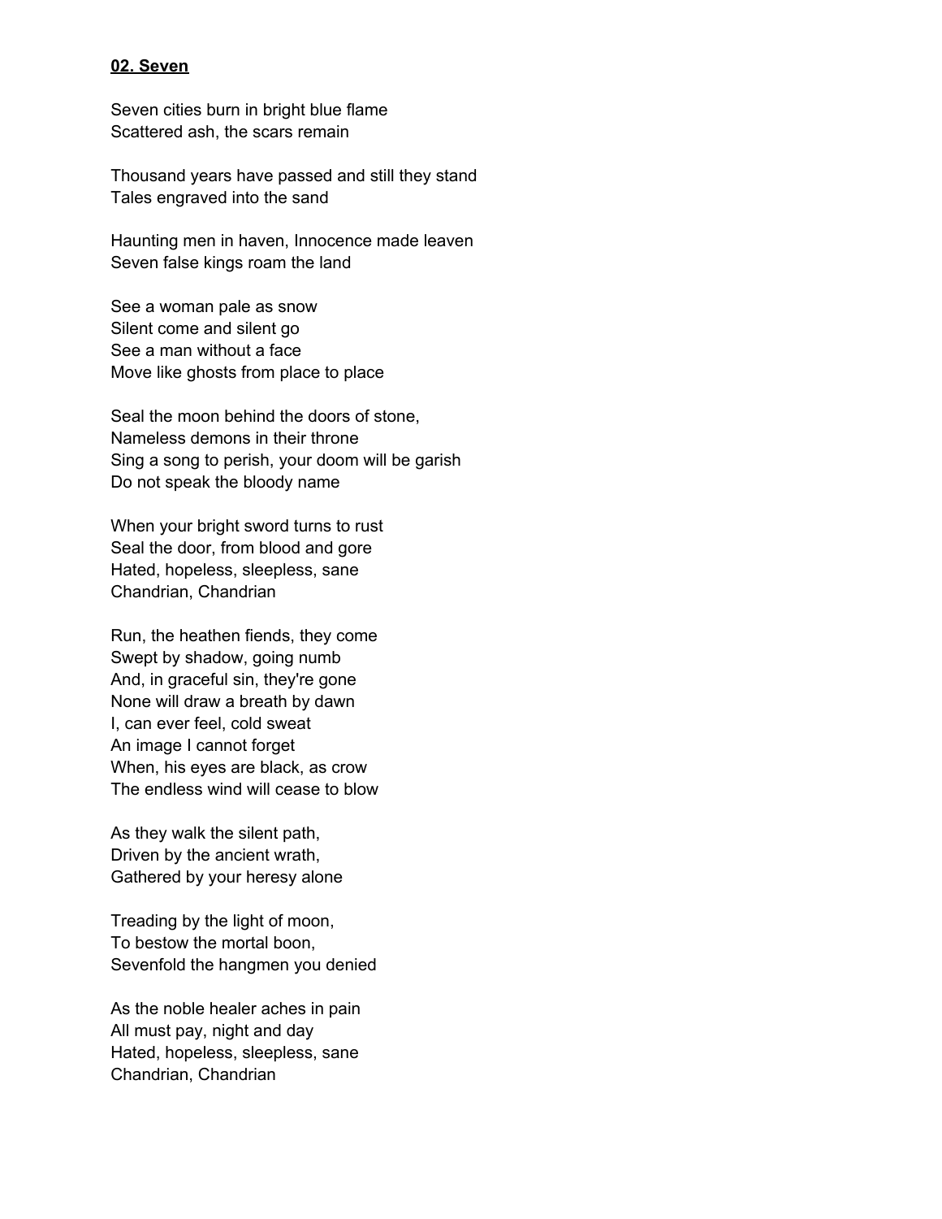**02. Seven**

Seven cities burn in bright blue flame  
Scattered ash, the scars remain

Thousand years have passed and still they stand  
Tales engraved into the sand

Haunting men in haven, Innocence made leaven  
Seven false kings roam the land

See a woman pale as snow  
Silent come and silent go  
See a man without a face  
Move like ghosts from place to place

Seal the moon behind the doors of stone,  
Nameless demons in their throne  
Sing a song to perish, your doom will be garish  
Do not speak the bloody name

When your bright sword turns to rust  
Seal the door, from blood and gore  
Hated, hopeless, sleepless, sane  
Chandrian, Chandrian

Run, the heathen fiends, they come  
Swept by shadow, going numb  
And, in graceful sin, they're gone  
None will draw a breath by dawn  
I, can ever feel, cold sweat  
An image I cannot forget  
When, his eyes are black, as crow  
The endless wind will cease to blow

As they walk the silent path,  
Driven by the ancient wrath,  
Gathered by your heresy alone

Treading by the light of moon,  
To bestow the mortal boon,  
Sevenfold the hangmen you denied

As the noble healer aches in pain  
All must pay, night and day  
Hated, hopeless, sleepless, sane  
Chandrian, Chandrian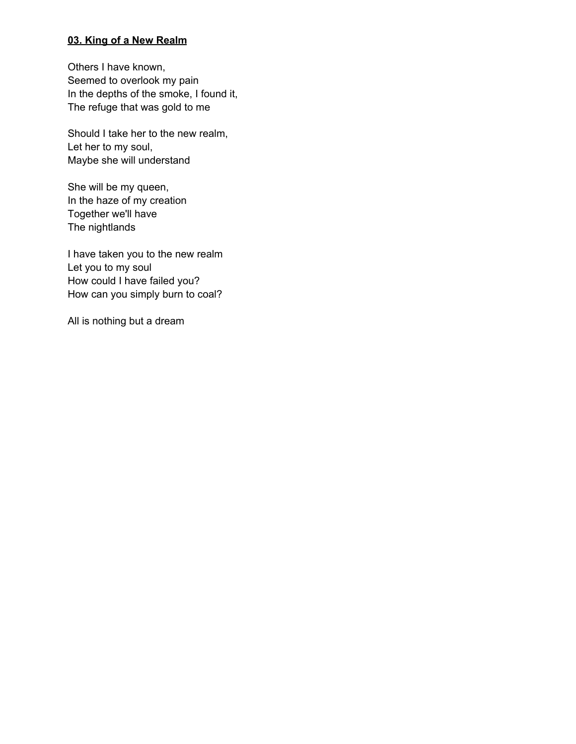## **<u>03. King of a New Realm</u>**

Others I have known,  
Seemed to overlook my pain  
In the depths of the smoke, I found it,  
The refuge that was gold to me

Should I take her to the new realm,  
Let her to my soul,  
Maybe she will understand

She will be my queen,  
In the haze of my creation  
Together we'll have  
The nightlands

I have taken you to the new realm  
Let you to my soul  
How could I have failed you?  
How can you simply burn to coal?

All is nothing but a dream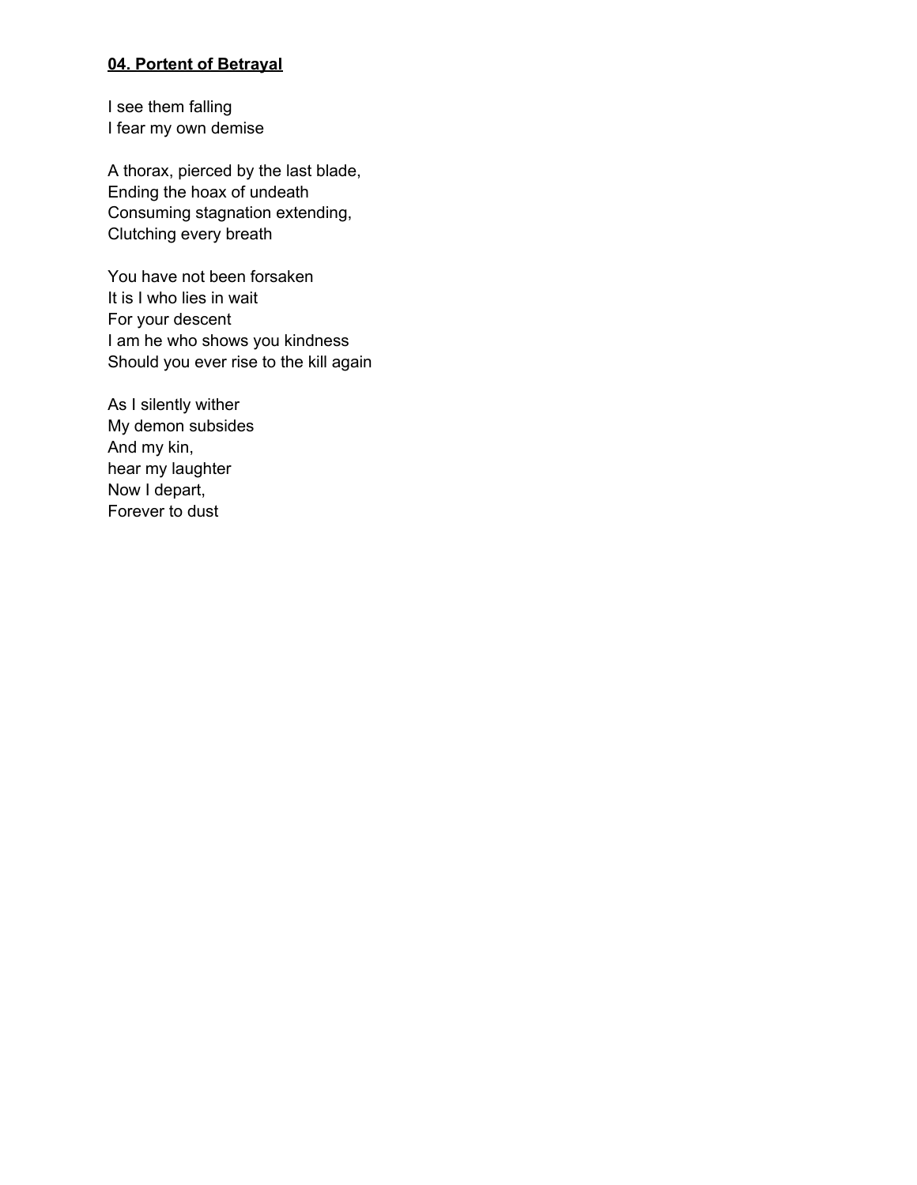**04. Portent of Betrayal**

I see them falling  
I fear my own demise

A thorax, pierced by the last blade,  
Ending the hoax of undeath  
Consuming stagnation extending,  
Clutching every breath

You have not been forsaken  
It is I who lies in wait  
For your descent  
I am he who shows you kindness  
Should you ever rise to the kill again

As I silently wither  
My demon subsides  
And my kin,  
hear my laughter  
Now I depart,  
Forever to dust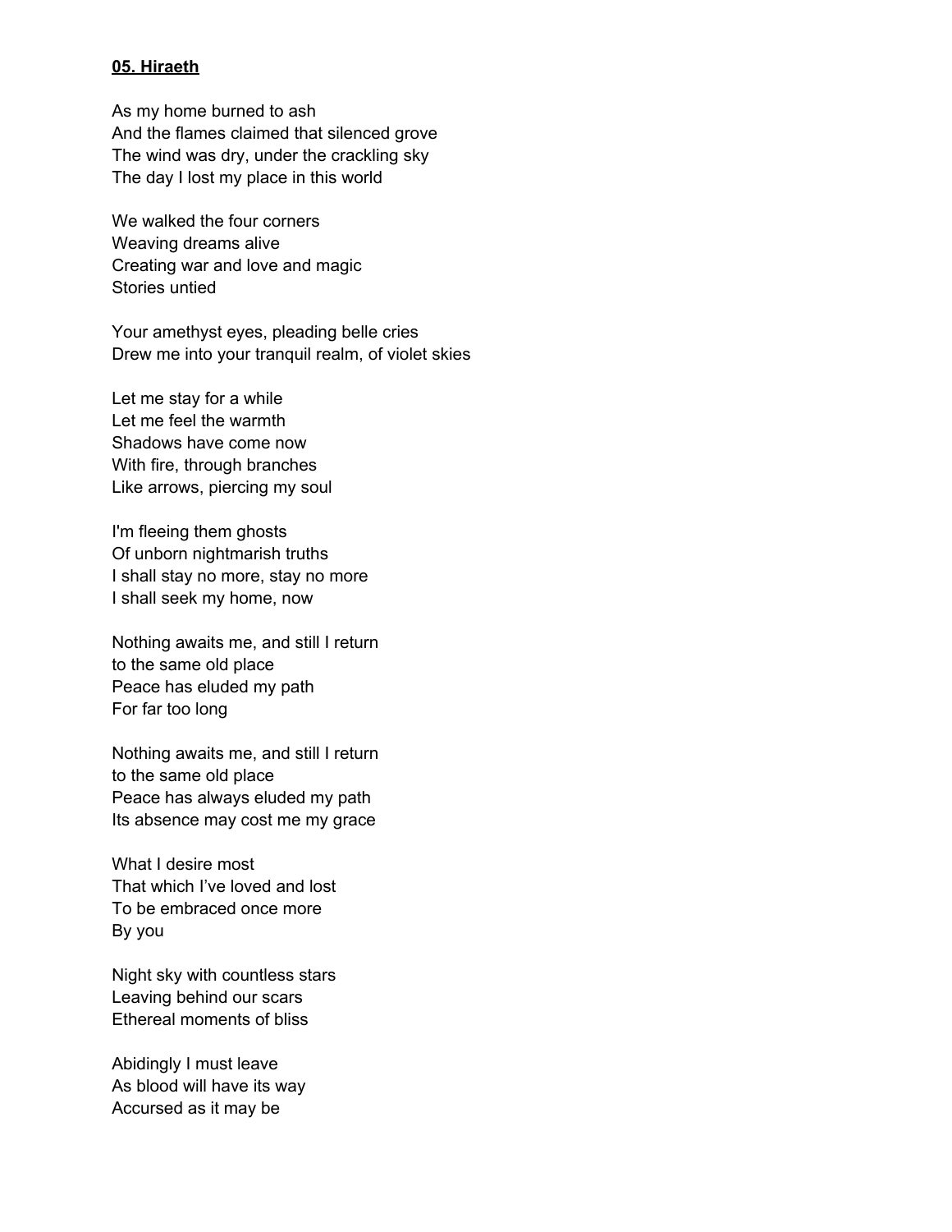**05. Hiraeth**

As my home burned to ash
And the flames claimed that silenced grove
The wind was dry, under the crackling sky
The day I lost my place in this world

We walked the four corners
Weaving dreams alive
Creating war and love and magic
Stories untied

Your amethyst eyes, pleading belle cries
Drew me into your tranquil realm, of violet skies

Let me stay for a while
Let me feel the warmth
Shadows have come now
With fire, through branches
Like arrows, piercing my soul

I'm fleeing them ghosts
Of unborn nightmarish truths
I shall stay no more, stay no more
I shall seek my home, now

Nothing awaits me, and still I return
to the same old place
Peace has eluded my path
For far too long

Nothing awaits me, and still I return
to the same old place
Peace has always eluded my path
Its absence may cost me my grace

What I desire most
That which I've loved and lost
To be embraced once more
By you

Night sky with countless stars
Leaving behind our scars
Ethereal moments of bliss

Abidingly I must leave
As blood will have its way
Accursed as it may be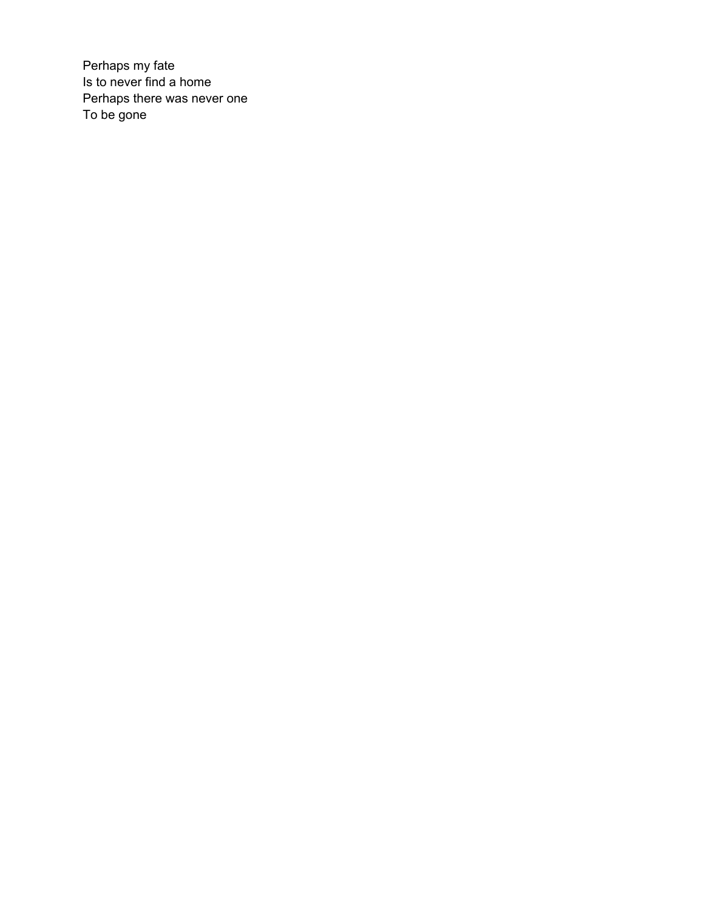Perhaps my fate  
Is to never find a home  
Perhaps there was never one  
To be gone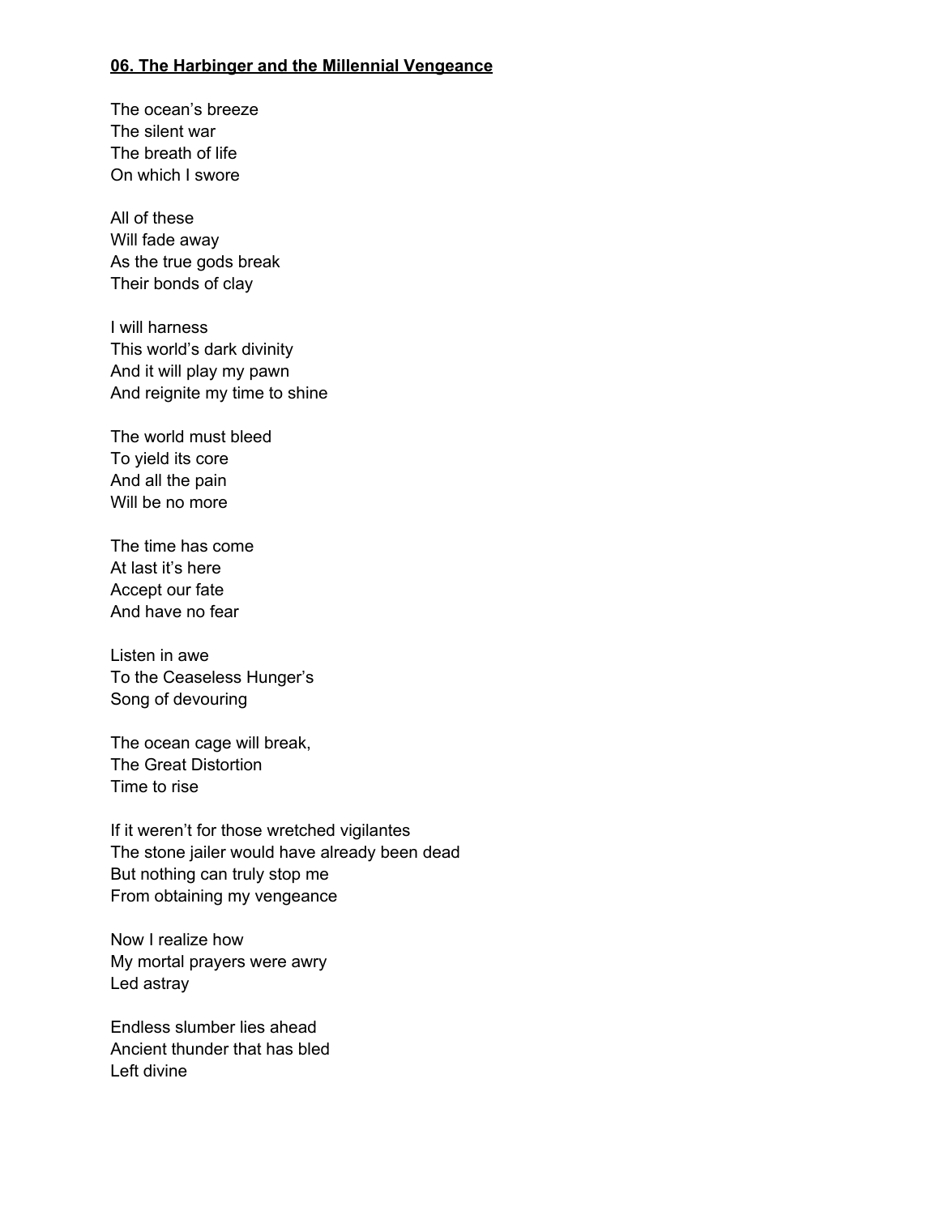## 06. The Harbinger and the Millennial Vengeance

The ocean's breeze  
The silent war  
The breath of life  
On which I swore

All of these  
Will fade away  
As the true gods break  
Their bonds of clay

I will harness  
This world's dark divinity  
And it will play my pawn  
And reignite my time to shine

The world must bleed  
To yield its core  
And all the pain  
Will be no more

The time has come  
At last it's here  
Accept our fate  
And have no fear

Listen in awe  
To the Ceaseless Hunger's  
Song of devouring

The ocean cage will break,  
The Great Distortion  
Time to rise

If it weren't for those wretched vigilantes  
The stone jailer would have already been dead  
But nothing can truly stop me  
From obtaining my vengeance

Now I realize how  
My mortal prayers were awry  
Led astray

Endless slumber lies ahead  
Ancient thunder that has bled  
Left divine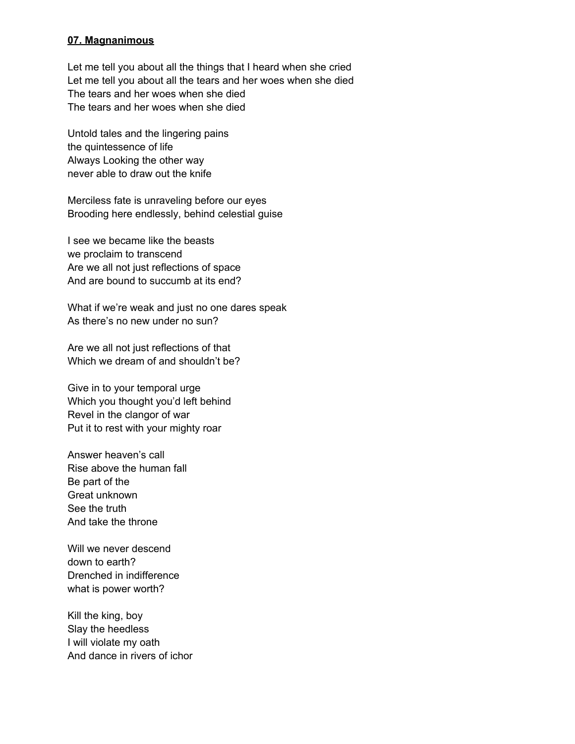**07. Magnanimous**

Let me tell you about all the things that I heard when she cried
Let me tell you about all the tears and her woes when she died
The tears and her woes when she died
The tears and her woes when she died

Untold tales and the lingering pains
the quintessence of life
Always Looking the other way
never able to draw out the knife

Merciless fate is unraveling before our eyes
Brooding here endlessly, behind celestial guise

I see we became like the beasts
we proclaim to transcend
Are we all not just reflections of space
And are bound to succumb at its end?

What if we're weak and just no one dares speak
As there's no new under no sun?

Are we all not just reflections of that
Which we dream of and shouldn't be?

Give in to your temporal urge
Which you thought you'd left behind
Revel in the clangor of war
Put it to rest with your mighty roar

Answer heaven's call
Rise above the human fall
Be part of the
Great unknown
See the truth
And take the throne

Will we never descend
down to earth?
Drenched in indifference
what is power worth?

Kill the king, boy
Slay the heedless
I will violate my oath
And dance in rivers of ichor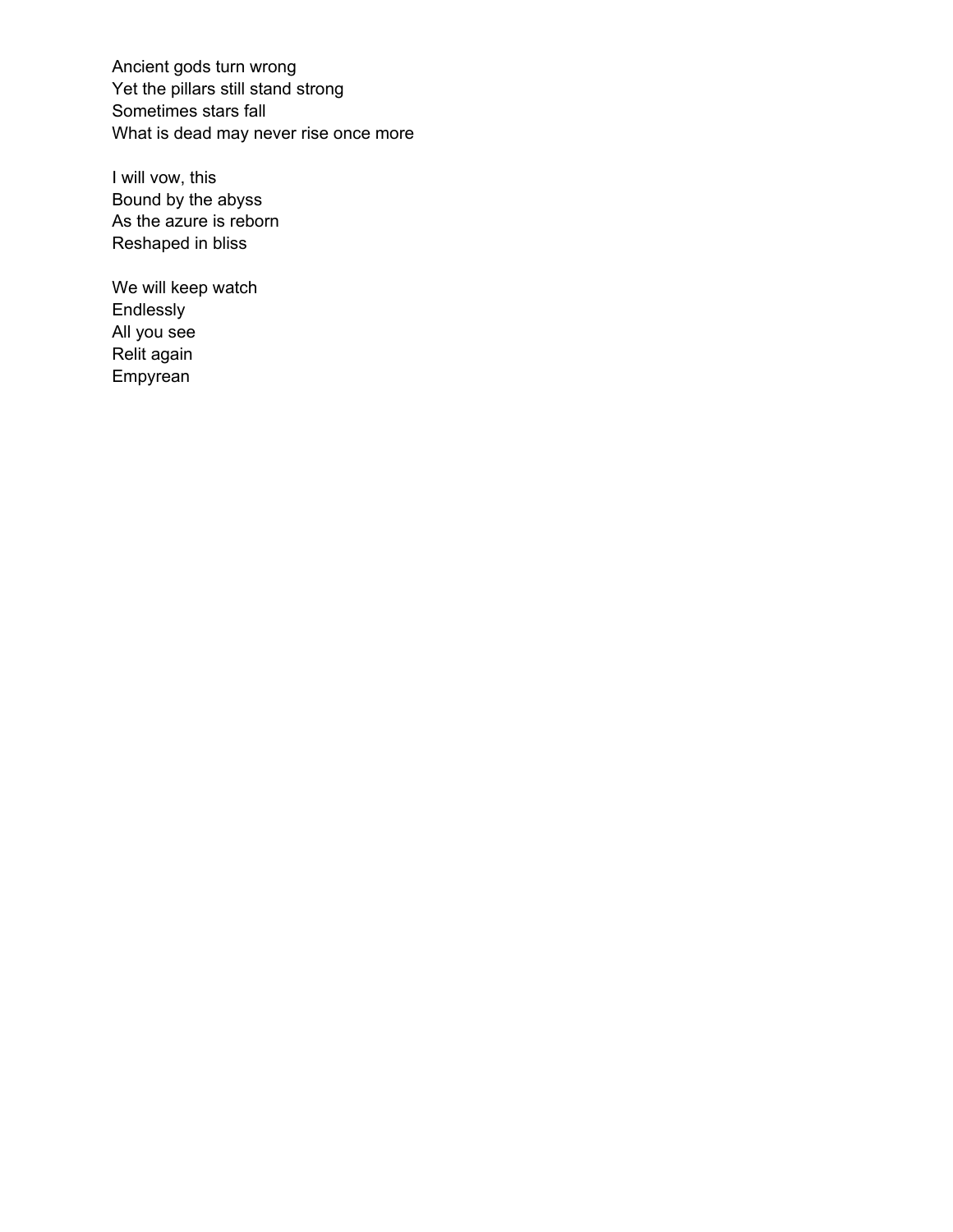Ancient gods turn wrong
Yet the pillars still stand strong
Sometimes stars fall
What is dead may never rise once more

I will vow, this
Bound by the abyss
As the azure is reborn
Reshaped in bliss

We will keep watch
Endlessly
All you see
Relit again
Empyrean